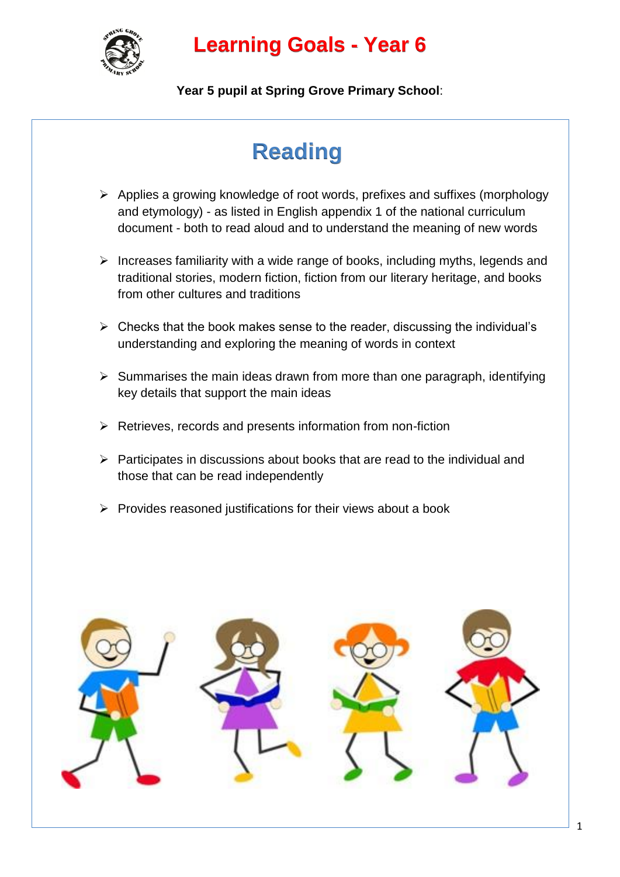# Learning Goals - Year 6

**Year 5 pupil at Spring Grove Primary School**:

## Reading

- Applies a growing knowledge of root words, prefixes and suffixes (morphology and etymology) - as listed in English appendix 1 of the national curriculum document - both to read aloud and to understand the meaning of new words
- Increases familiarity with a wide range of books, including myths, legends and traditional stories, modern fiction, fiction from our literary heritage, and books from other cultures and traditions
- Checks that the book makes sense to the reader, discussing the individual's understanding and exploring the meaning of words in context
- Summarises the main ideas drawn from more than one paragraph, identifying key details that support the main ideas
- Retrieves, records and presents information from non-fiction
- Participates in discussions about books that are read to the individual and those that can be read independently
- Provides reasoned justifications for their views about a book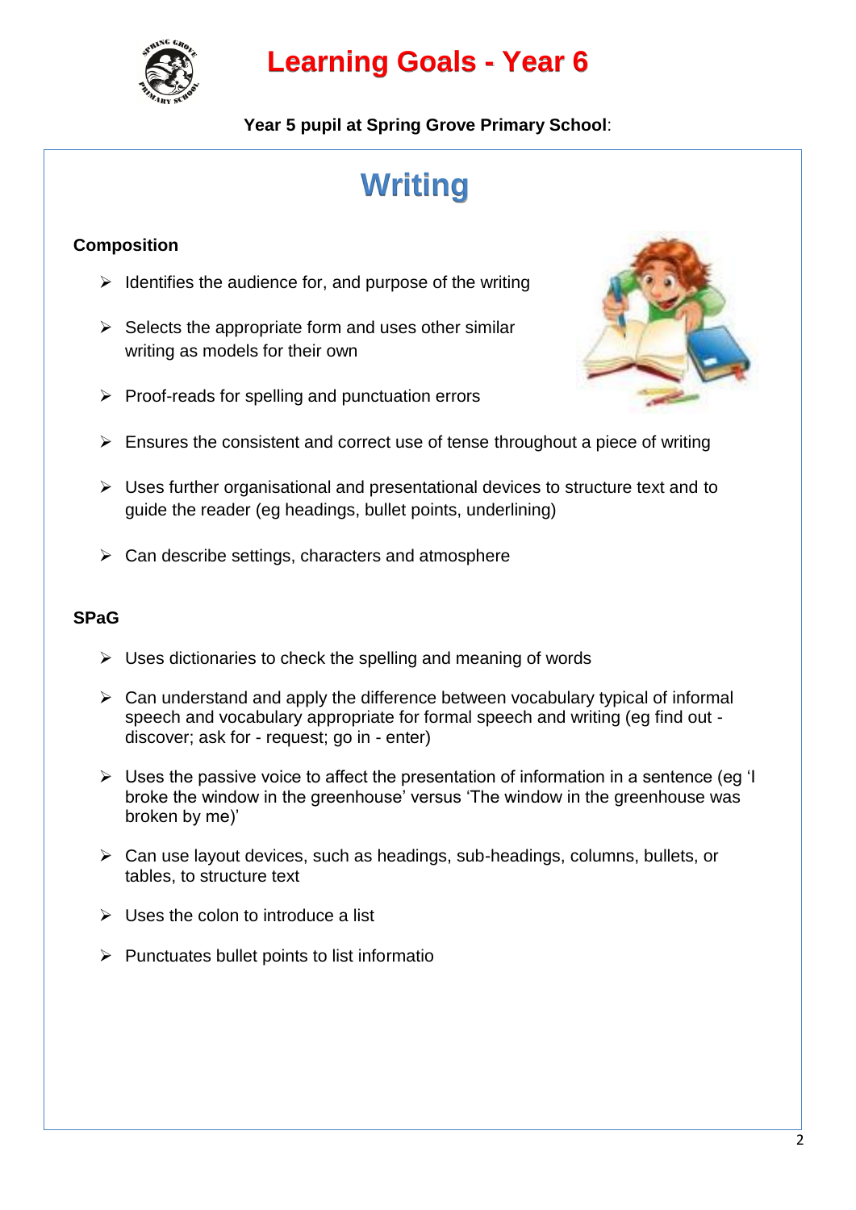# Learning Goals - Year 6

**Year 5 pupil at Spring Grove Primary School**:

## Writing

### Composition

- Identifies the audience for, and purpose of the writing
- Selects the appropriate form and uses other similar writing as models for their own
- Proof-reads for spelling and punctuation errors
- Ensures the consistent and correct use of tense throughout a piece of writing
- Uses further organisational and presentational devices to structure text and to guide the reader (eg headings, bullet points, underlining)
- Can describe settings, characters and atmosphere

### SPaG

- Uses dictionaries to check the spelling and meaning of words
- Can understand and apply the difference between vocabulary typical of informal speech and vocabulary appropriate for formal speech and writing (eg find out - discover; ask for - request; go in - enter)
- Uses the passive voice to affect the presentation of information in a sentence (eg 'I broke the window in the greenhouse' versus 'The window in the greenhouse was broken by me)'
- Can use layout devices, such as headings, sub-headings, columns, bullets, or tables, to structure text
- Uses the colon to introduce a list
- Punctuates bullet points to list informatio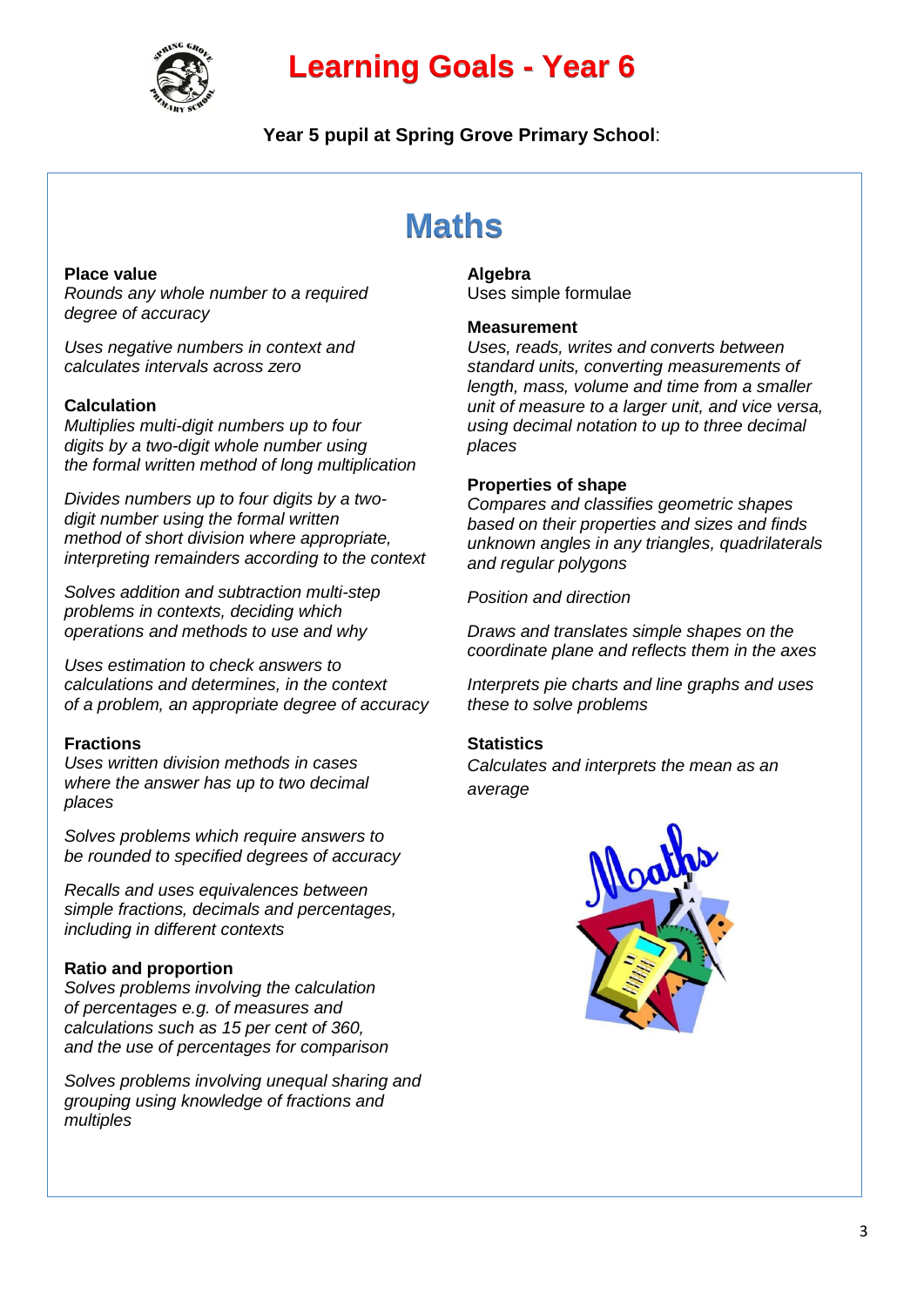# Learning Goals - Year 6

**Year 5 pupil at Spring Grove Primary School**:

## Maths

**Place value**

*Rounds any whole number to a required degree of accuracy*

*Uses negative numbers in context and calculates intervals across zero*

**Calculation**

*Multiplies multi-digit numbers up to four digits by a two-digit whole number using the formal written method of long multiplication*

*Divides numbers up to four digits by a two-digit number using the formal written method of short division where appropriate, interpreting remainders according to the context*

*Solves addition and subtraction multi-step problems in contexts, deciding which operations and methods to use and why*

*Uses estimation to check answers to calculations and determines, in the context of a problem, an appropriate degree of accuracy*

**Fractions**

*Uses written division methods in cases where the answer has up to two decimal places*

*Solves problems which require answers to be rounded to specified degrees of accuracy*

*Recalls and uses equivalences between simple fractions, decimals and percentages, including in different contexts*

**Ratio and proportion**

*Solves problems involving the calculation of percentages e.g. of measures and calculations such as 15 per cent of 360, and the use of percentages for comparison*

*Solves problems involving unequal sharing and grouping using knowledge of fractions and multiples*

**Algebra**

Uses simple formulae

**Measurement**

*Uses, reads, writes and converts between standard units, converting measurements of length, mass, volume and time from a smaller unit of measure to a larger unit, and vice versa, using decimal notation to up to three decimal places*

**Properties of shape**

*Compares and classifies geometric shapes based on their properties and sizes and finds unknown angles in any triangles, quadrilaterals and regular polygons*

*Position and direction*

*Draws and translates simple shapes on the coordinate plane and reflects them in the axes*

*Interprets pie charts and line graphs and uses these to solve problems*

**Statistics**

*Calculates and interprets the mean as an average*